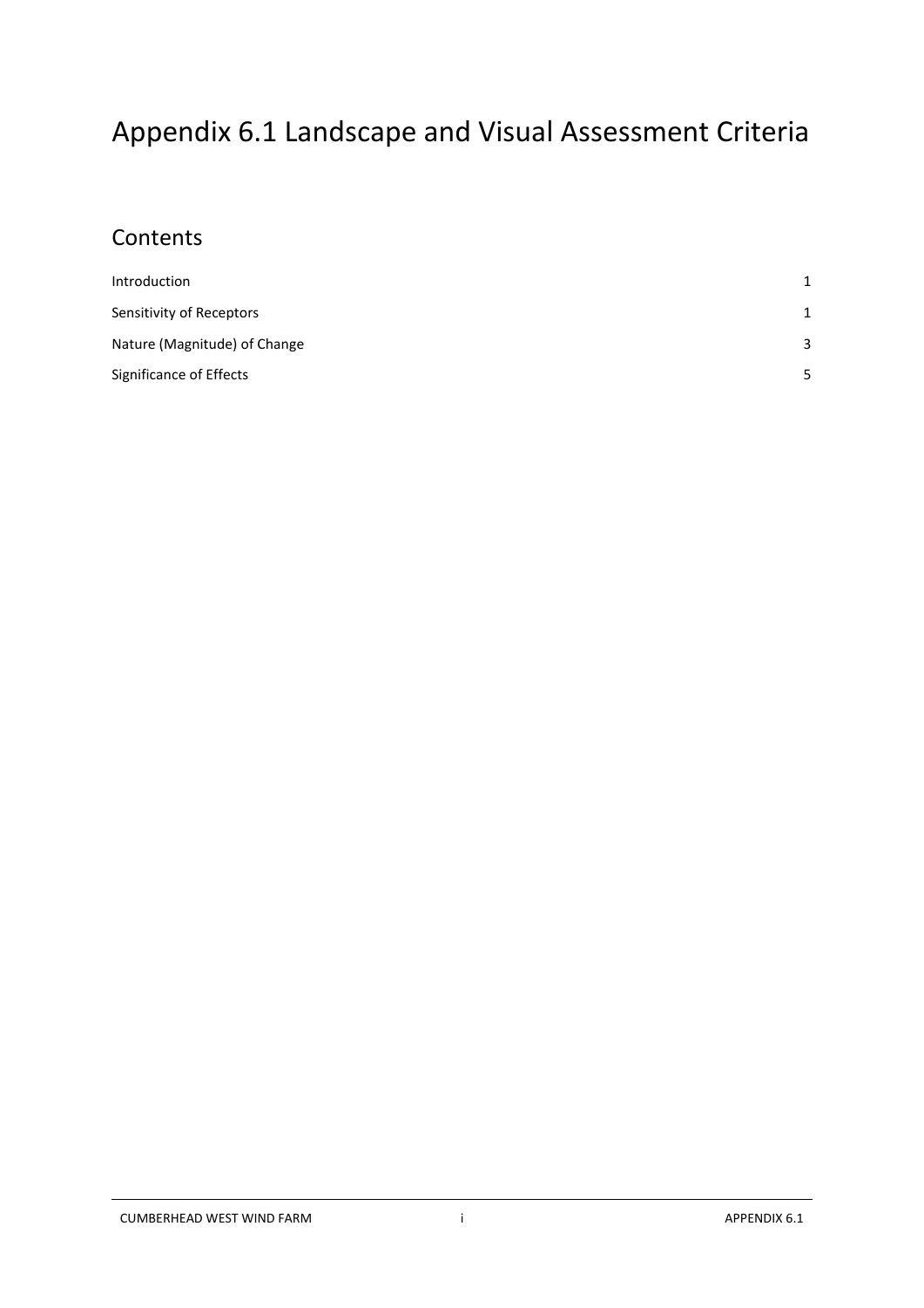# Appendix 6.1 Landscape and Visual Assessment Criteria

## Contents

| | |
|---|---|
| Introduction | 1 |
| Sensitivity of Receptors | 1 |
| Nature (Magnitude) of Change | 3 |
| Significance of Effects | 5 |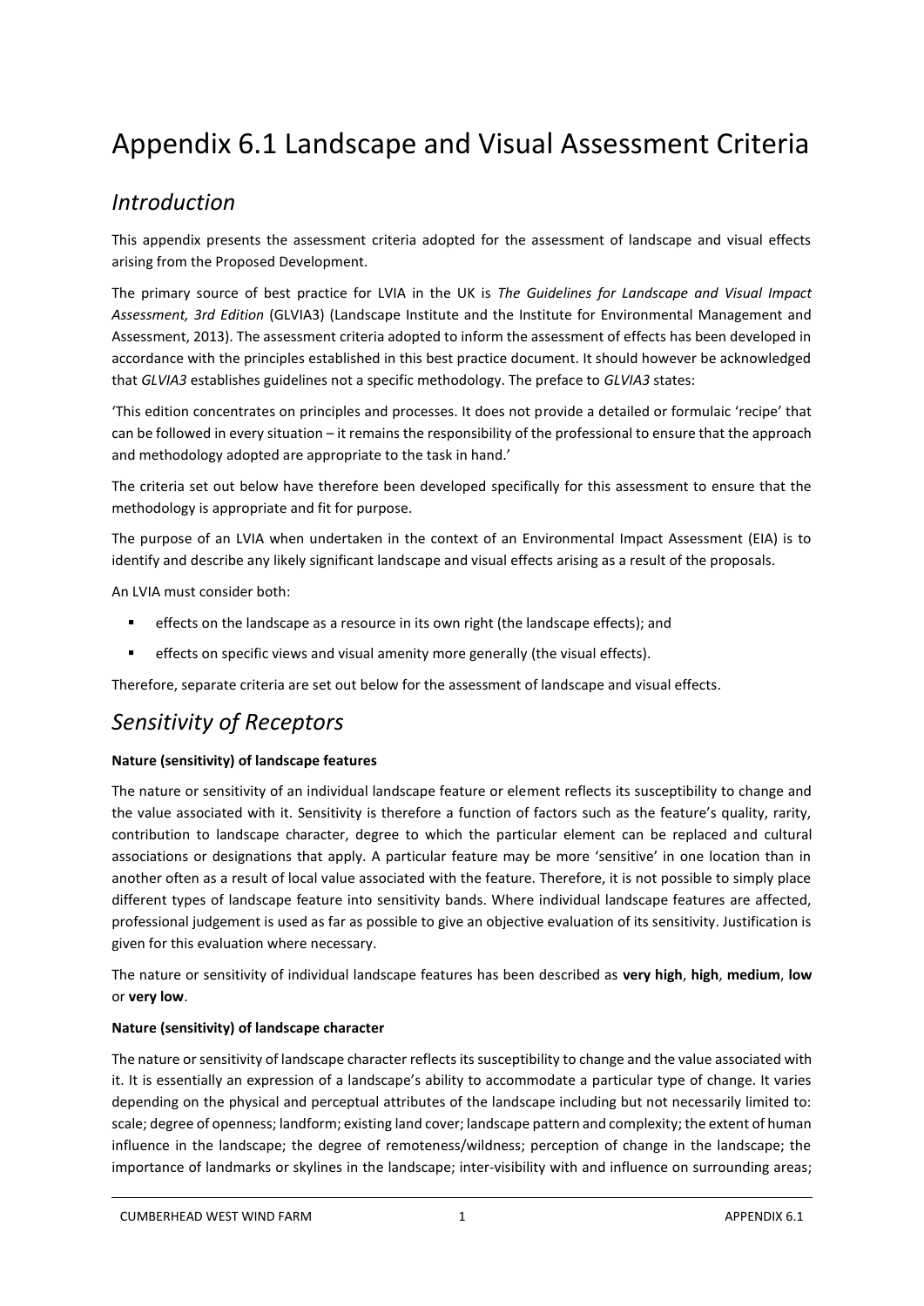# Appendix 6.1 Landscape and Visual Assessment Criteria

## *Introduction*

This appendix presents the assessment criteria adopted for the assessment of landscape and visual effects arising from the Proposed Development.

The primary source of best practice for LVIA in the UK is *The Guidelines for Landscape and Visual Impact Assessment, 3rd Edition* (GLVIA3) (Landscape Institute and the Institute for Environmental Management and Assessment, 2013). The assessment criteria adopted to inform the assessment of effects has been developed in accordance with the principles established in this best practice document. It should however be acknowledged that *GLVIA3* establishes guidelines not a specific methodology. The preface to *GLVIA3* states:

'This edition concentrates on principles and processes. It does not provide a detailed or formulaic 'recipe' that can be followed in every situation – it remains the responsibility of the professional to ensure that the approach and methodology adopted are appropriate to the task in hand.'

The criteria set out below have therefore been developed specifically for this assessment to ensure that the methodology is appropriate and fit for purpose.

The purpose of an LVIA when undertaken in the context of an Environmental Impact Assessment (EIA) is to identify and describe any likely significant landscape and visual effects arising as a result of the proposals.

An LVIA must consider both:

- effects on the landscape as a resource in its own right (the landscape effects); and
- effects on specific views and visual amenity more generally (the visual effects).

Therefore, separate criteria are set out below for the assessment of landscape and visual effects.

## *Sensitivity of Receptors*

**Nature (sensitivity) of landscape features**

The nature or sensitivity of an individual landscape feature or element reflects its susceptibility to change and the value associated with it. Sensitivity is therefore a function of factors such as the feature's quality, rarity, contribution to landscape character, degree to which the particular element can be replaced and cultural associations or designations that apply. A particular feature may be more 'sensitive' in one location than in another often as a result of local value associated with the feature. Therefore, it is not possible to simply place different types of landscape feature into sensitivity bands. Where individual landscape features are affected, professional judgement is used as far as possible to give an objective evaluation of its sensitivity. Justification is given for this evaluation where necessary.

The nature or sensitivity of individual landscape features has been described as **very high**, **high**, **medium**, **low** or **very low**.

**Nature (sensitivity) of landscape character**

The nature or sensitivity of landscape character reflects its susceptibility to change and the value associated with it. It is essentially an expression of a landscape's ability to accommodate a particular type of change. It varies depending on the physical and perceptual attributes of the landscape including but not necessarily limited to: scale; degree of openness; landform; existing land cover; landscape pattern and complexity; the extent of human influence in the landscape; the degree of remoteness/wildness; perception of change in the landscape; the importance of landmarks or skylines in the landscape; inter-visibility with and influence on surrounding areas;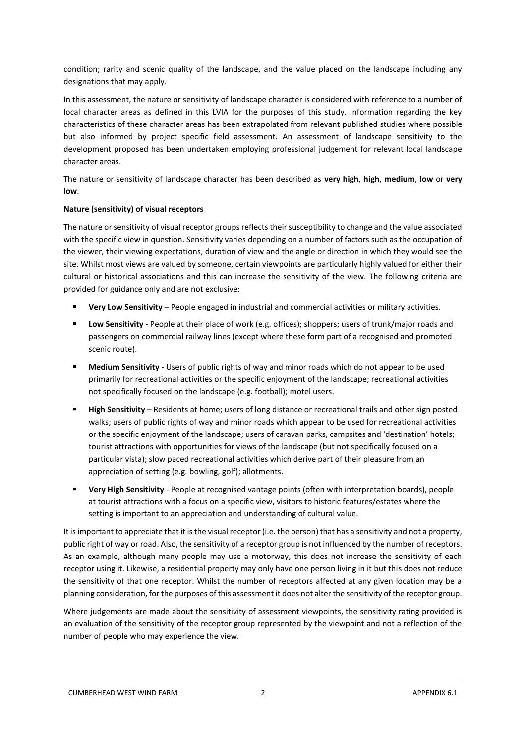condition; rarity and scenic quality of the landscape, and the value placed on the landscape including any designations that may apply.

In this assessment, the nature or sensitivity of landscape character is considered with reference to a number of local character areas as defined in this LVIA for the purposes of this study. Information regarding the key characteristics of these character areas has been extrapolated from relevant published studies where possible but also informed by project specific field assessment. An assessment of landscape sensitivity to the development proposed has been undertaken employing professional judgement for relevant local landscape character areas.

The nature or sensitivity of landscape character has been described as **very high**, **high**, **medium**, **low** or **very low**.

**Nature (sensitivity) of visual receptors**

The nature or sensitivity of visual receptor groups reflects their susceptibility to change and the value associated with the specific view in question. Sensitivity varies depending on a number of factors such as the occupation of the viewer, their viewing expectations, duration of view and the angle or direction in which they would see the site. Whilst most views are valued by someone, certain viewpoints are particularly highly valued for either their cultural or historical associations and this can increase the sensitivity of the view. The following criteria are provided for guidance only and are not exclusive:

- **Very Low Sensitivity** – People engaged in industrial and commercial activities or military activities.
- **Low Sensitivity** - People at their place of work (e.g. offices); shoppers; users of trunk/major roads and passengers on commercial railway lines (except where these form part of a recognised and promoted scenic route).
- **Medium Sensitivity** - Users of public rights of way and minor roads which do not appear to be used primarily for recreational activities or the specific enjoyment of the landscape; recreational activities not specifically focused on the landscape (e.g. football); motel users.
- **High Sensitivity** – Residents at home; users of long distance or recreational trails and other sign posted walks; users of public rights of way and minor roads which appear to be used for recreational activities or the specific enjoyment of the landscape; users of caravan parks, campsites and 'destination' hotels; tourist attractions with opportunities for views of the landscape (but not specifically focused on a particular vista); slow paced recreational activities which derive part of their pleasure from an appreciation of setting (e.g. bowling, golf); allotments.
- **Very High Sensitivity** - People at recognised vantage points (often with interpretation boards), people at tourist attractions with a focus on a specific view, visitors to historic features/estates where the setting is important to an appreciation and understanding of cultural value.

It is important to appreciate that it is the visual receptor (i.e. the person) that has a sensitivity and not a property, public right of way or road. Also, the sensitivity of a receptor group is not influenced by the number of receptors. As an example, although many people may use a motorway, this does not increase the sensitivity of each receptor using it. Likewise, a residential property may only have one person living in it but this does not reduce the sensitivity of that one receptor. Whilst the number of receptors affected at any given location may be a planning consideration, for the purposes of this assessment it does not alter the sensitivity of the receptor group.

Where judgements are made about the sensitivity of assessment viewpoints, the sensitivity rating provided is an evaluation of the sensitivity of the receptor group represented by the viewpoint and not a reflection of the number of people who may experience the view.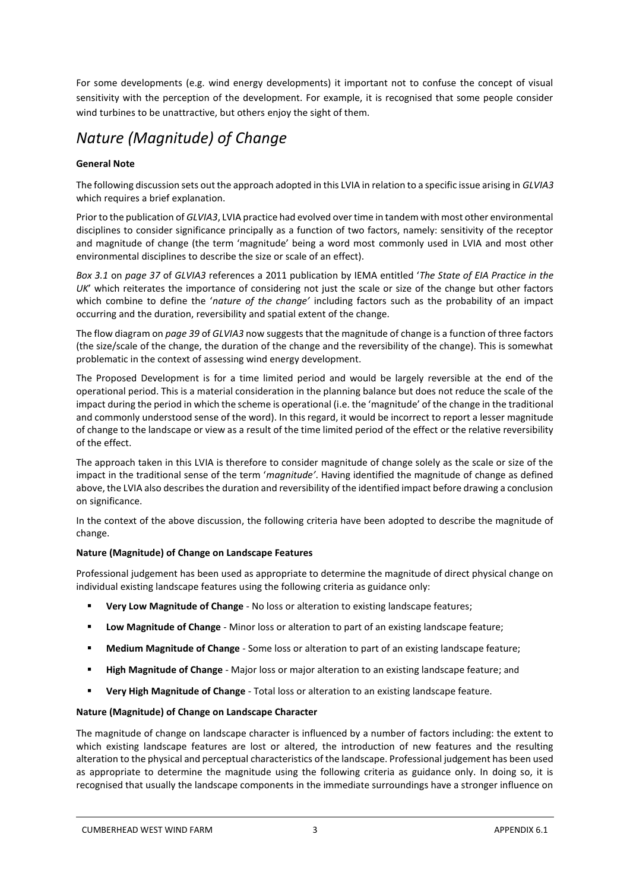For some developments (e.g. wind energy developments) it important not to confuse the concept of visual sensitivity with the perception of the development. For example, it is recognised that some people consider wind turbines to be unattractive, but others enjoy the sight of them.

## *Nature (Magnitude) of Change*

**General Note**

The following discussion sets out the approach adopted in this LVIA in relation to a specific issue arising in *GLVIA3* which requires a brief explanation.

Prior to the publication of *GLVIA3*, LVIA practice had evolved over time in tandem with most other environmental disciplines to consider significance principally as a function of two factors, namely: sensitivity of the receptor and magnitude of change (the term 'magnitude' being a word most commonly used in LVIA and most other environmental disciplines to describe the size or scale of an effect).

*Box 3.1* on *page 37* of *GLVIA3* references a 2011 publication by IEMA entitled '*The State of EIA Practice in the UK*' which reiterates the importance of considering not just the scale or size of the change but other factors which combine to define the '*nature of the change'* including factors such as the probability of an impact occurring and the duration, reversibility and spatial extent of the change.

The flow diagram on *page 39* of *GLVIA3* now suggests that the magnitude of change is a function of three factors (the size/scale of the change, the duration of the change and the reversibility of the change). This is somewhat problematic in the context of assessing wind energy development.

The Proposed Development is for a time limited period and would be largely reversible at the end of the operational period. This is a material consideration in the planning balance but does not reduce the scale of the impact during the period in which the scheme is operational (i.e. the 'magnitude' of the change in the traditional and commonly understood sense of the word). In this regard, it would be incorrect to report a lesser magnitude of change to the landscape or view as a result of the time limited period of the effect or the relative reversibility of the effect.

The approach taken in this LVIA is therefore to consider magnitude of change solely as the scale or size of the impact in the traditional sense of the term '*magnitude'*. Having identified the magnitude of change as defined above, the LVIA also describes the duration and reversibility of the identified impact before drawing a conclusion on significance.

In the context of the above discussion, the following criteria have been adopted to describe the magnitude of change.

**Nature (Magnitude) of Change on Landscape Features**

Professional judgement has been used as appropriate to determine the magnitude of direct physical change on individual existing landscape features using the following criteria as guidance only:

- **Very Low Magnitude of Change** - No loss or alteration to existing landscape features;
- **Low Magnitude of Change** - Minor loss or alteration to part of an existing landscape feature;
- **Medium Magnitude of Change** - Some loss or alteration to part of an existing landscape feature;
- **High Magnitude of Change** - Major loss or major alteration to an existing landscape feature; and
- **Very High Magnitude of Change** - Total loss or alteration to an existing landscape feature.

**Nature (Magnitude) of Change on Landscape Character**

The magnitude of change on landscape character is influenced by a number of factors including: the extent to which existing landscape features are lost or altered, the introduction of new features and the resulting alteration to the physical and perceptual characteristics of the landscape. Professional judgement has been used as appropriate to determine the magnitude using the following criteria as guidance only. In doing so, it is recognised that usually the landscape components in the immediate surroundings have a stronger influence on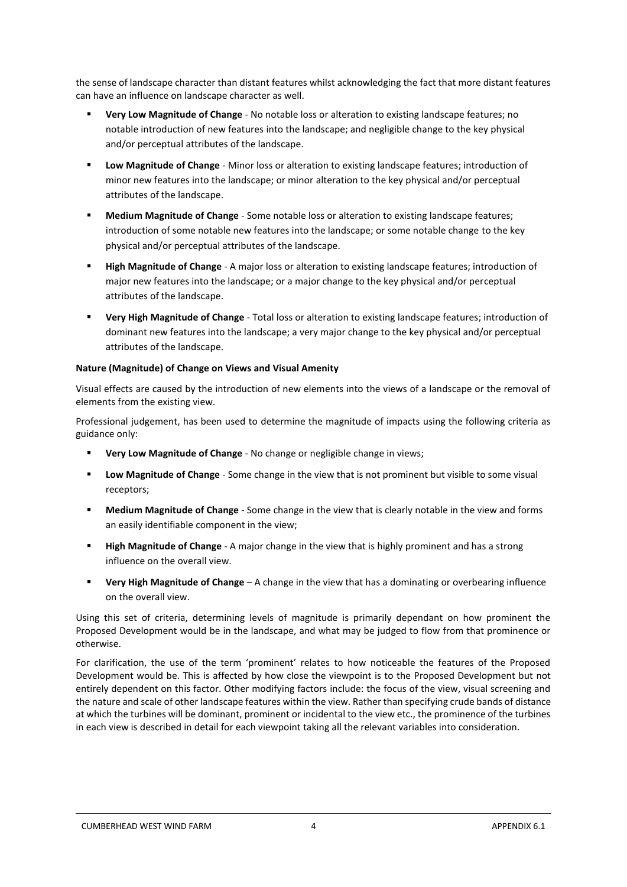the sense of landscape character than distant features whilst acknowledging the fact that more distant features can have an influence on landscape character as well.

- **Very Low Magnitude of Change** - No notable loss or alteration to existing landscape features; no notable introduction of new features into the landscape; and negligible change to the key physical and/or perceptual attributes of the landscape.
- **Low Magnitude of Change** - Minor loss or alteration to existing landscape features; introduction of minor new features into the landscape; or minor alteration to the key physical and/or perceptual attributes of the landscape.
- **Medium Magnitude of Change** - Some notable loss or alteration to existing landscape features; introduction of some notable new features into the landscape; or some notable change to the key physical and/or perceptual attributes of the landscape.
- **High Magnitude of Change** - A major loss or alteration to existing landscape features; introduction of major new features into the landscape; or a major change to the key physical and/or perceptual attributes of the landscape.
- **Very High Magnitude of Change** - Total loss or alteration to existing landscape features; introduction of dominant new features into the landscape; a very major change to the key physical and/or perceptual attributes of the landscape.

**Nature (Magnitude) of Change on Views and Visual Amenity**

Visual effects are caused by the introduction of new elements into the views of a landscape or the removal of elements from the existing view.

Professional judgement, has been used to determine the magnitude of impacts using the following criteria as guidance only:

- **Very Low Magnitude of Change** - No change or negligible change in views;
- **Low Magnitude of Change** - Some change in the view that is not prominent but visible to some visual receptors;
- **Medium Magnitude of Change** - Some change in the view that is clearly notable in the view and forms an easily identifiable component in the view;
- **High Magnitude of Change** - A major change in the view that is highly prominent and has a strong influence on the overall view.
- **Very High Magnitude of Change** – A change in the view that has a dominating or overbearing influence on the overall view.

Using this set of criteria, determining levels of magnitude is primarily dependant on how prominent the Proposed Development would be in the landscape, and what may be judged to flow from that prominence or otherwise.

For clarification, the use of the term 'prominent' relates to how noticeable the features of the Proposed Development would be. This is affected by how close the viewpoint is to the Proposed Development but not entirely dependent on this factor. Other modifying factors include: the focus of the view, visual screening and the nature and scale of other landscape features within the view. Rather than specifying crude bands of distance at which the turbines will be dominant, prominent or incidental to the view etc., the prominence of the turbines in each view is described in detail for each viewpoint taking all the relevant variables into consideration.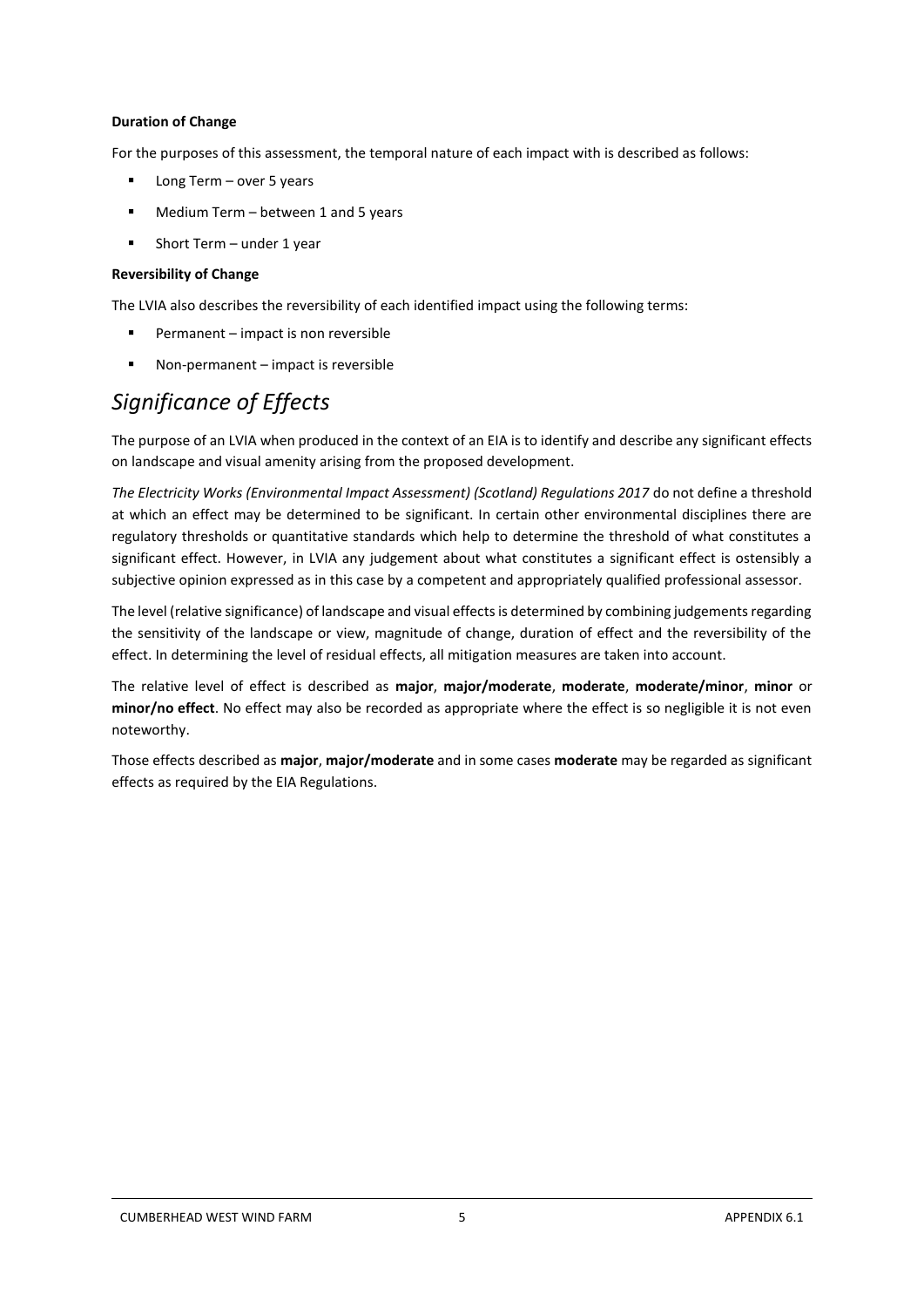**Duration of Change**

For the purposes of this assessment, the temporal nature of each impact with is described as follows:

- Long Term – over 5 years
- Medium Term – between 1 and 5 years
- Short Term – under 1 year

**Reversibility of Change**

The LVIA also describes the reversibility of each identified impact using the following terms:

- Permanent – impact is non reversible
- Non-permanent – impact is reversible

## *Significance of Effects*

The purpose of an LVIA when produced in the context of an EIA is to identify and describe any significant effects on landscape and visual amenity arising from the proposed development.

*The Electricity Works (Environmental Impact Assessment) (Scotland) Regulations 2017* do not define a threshold at which an effect may be determined to be significant. In certain other environmental disciplines there are regulatory thresholds or quantitative standards which help to determine the threshold of what constitutes a significant effect. However, in LVIA any judgement about what constitutes a significant effect is ostensibly a subjective opinion expressed as in this case by a competent and appropriately qualified professional assessor.

The level (relative significance) of landscape and visual effects is determined by combining judgements regarding the sensitivity of the landscape or view, magnitude of change, duration of effect and the reversibility of the effect. In determining the level of residual effects, all mitigation measures are taken into account.

The relative level of effect is described as **major**, **major/moderate**, **moderate**, **moderate/minor**, **minor** or **minor/no effect**. No effect may also be recorded as appropriate where the effect is so negligible it is not even noteworthy.

Those effects described as **major**, **major/moderate** and in some cases **moderate** may be regarded as significant effects as required by the EIA Regulations.